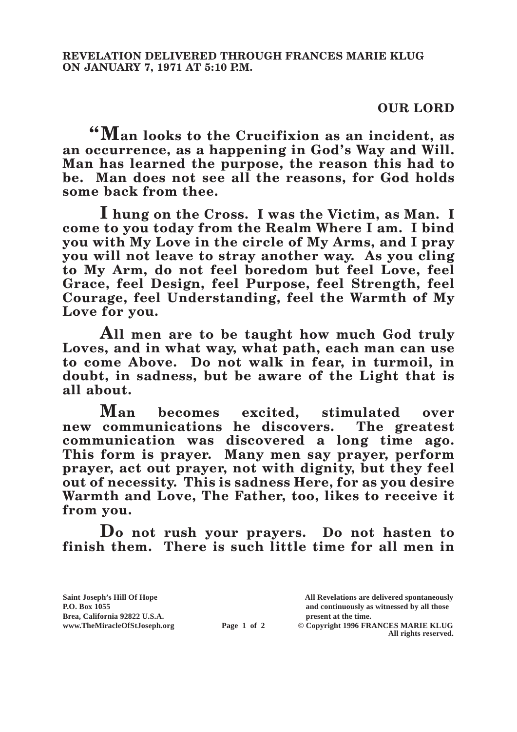**REVELATION DELIVERED THROUGH FRANCES MARIE KLUG ON JANUARY 7, 1971 AT 5:10 P.M.**

**OUR LORD**

**"Man looks to the Crucifixion as an incident, as an occurrence, as a happening in God's Way and Will. Man has learned the purpose, the reason this had to be. Man does not see all the reasons, for God holds some back from thee.**

**I hung on the Cross. I was the Victim, as Man. I come to you today from the Realm Where I am. I bind you with My Love in the circle of My Arms, and I pray you will not leave to stray another way. As you cling to My Arm, do not feel boredom but feel Love, feel Grace, feel Design, feel Purpose, feel Strength, feel Courage, feel Understanding, feel the Warmth of My Love for you.**

**All men are to be taught how much God truly Loves, and in what way, what path, each man can use to come Above. Do not walk in fear, in turmoil, in doubt, in sadness, but be aware of the Light that is all about.**

**Man becomes excited, stimulated over new communications he discovers. The greatest communication was discovered a long time ago. This form is prayer. Many men say prayer, perform prayer, act out prayer, not with dignity, but they feel out of necessity. This is sadness Here, for as you desire Warmth and Love, The Father, too, likes to receive it from you.**

**Do not rush your prayers. Do not hasten to finish them. There is such little time for all men in**

Saint Joseph's Hill Of Hope
P.O. Box 1055
Brea, California 92822 U.S.A.
www.TheMiracleOfStJoseph.org

All Revelations are delivered spontaneously and continuously as witnessed by all those present at the time.
© Copyright 1996 FRANCES MARIE KLUG
All rights reserved.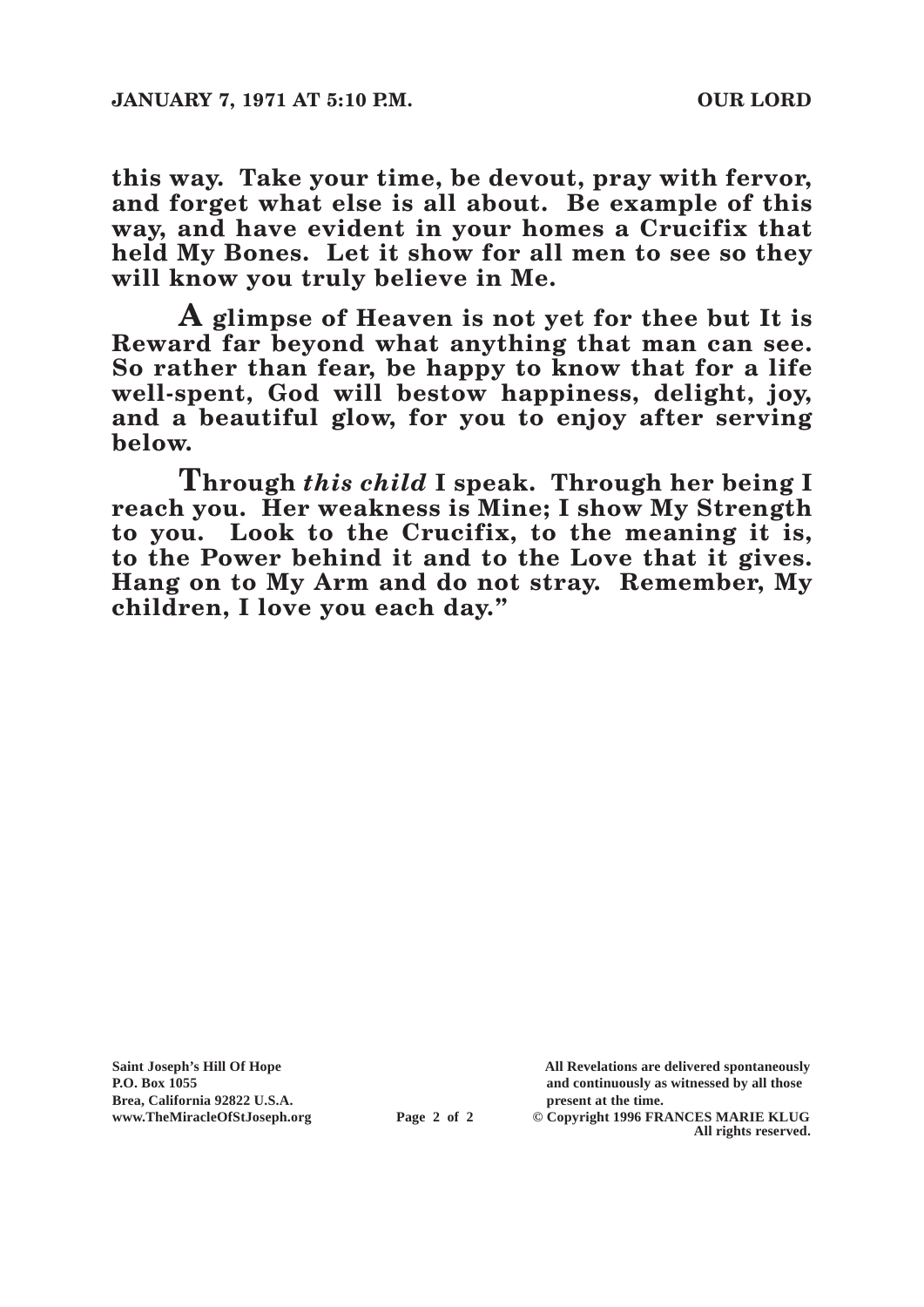**this way. Take your time, be devout, pray with fervor, and forget what else is all about. Be example of this way, and have evident in your homes a Crucifix that held My Bones. Let it show for all men to see so they will know you truly believe in Me.**

**A glimpse of Heaven is not yet for thee but It is Reward far beyond what anything that man can see. So rather than fear, be happy to know that for a life well-spent, God will bestow happiness, delight, joy, and a beautiful glow, for you to enjoy after serving below.**

**Through *this child* I speak. Through her being I reach you. Her weakness is Mine; I show My Strength to you. Look to the Crucifix, to the meaning it is, to the Power behind it and to the Love that it gives. Hang on to My Arm and do not stray. Remember, My children, I love you each day."**